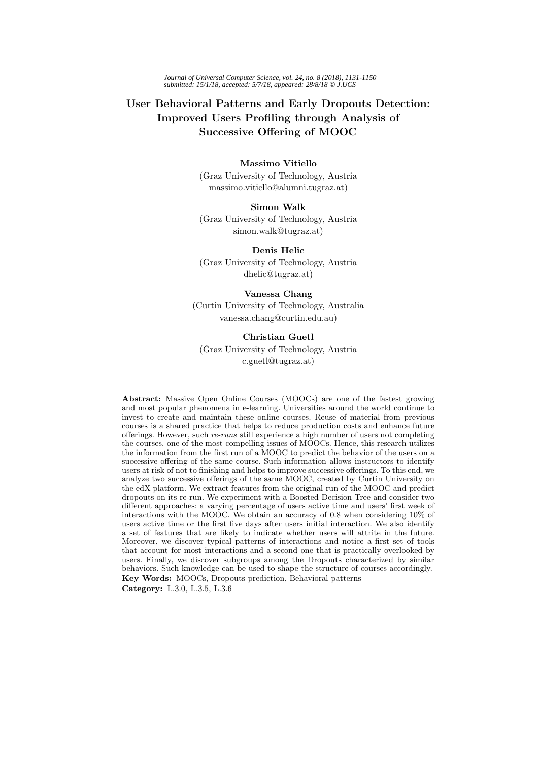# User Behavioral Patterns and Early Dropouts Detection: Improved Users Profiling through Analysis of Successive Offering of MOOC

**Massimo Vitiello**
(Graz University of Technology, Austria
massimo.vitiello@alumni.tugraz.at)

**Simon Walk**
(Graz University of Technology, Austria
simon.walk@tugraz.at)

**Denis Helic**
(Graz University of Technology, Austria
dhelic@tugraz.at)

**Vanessa Chang**
(Curtin University of Technology, Australia
vanessa.chang@curtin.edu.au)

**Christian Guetl**
(Graz University of Technology, Austria
c.guetl@tugraz.at)

**Abstract:** Massive Open Online Courses (MOOCs) are one of the fastest growing and most popular phenomena in e-learning. Universities around the world continue to invest to create and maintain these online courses. Reuse of material from previous courses is a shared practice that helps to reduce production costs and enhance future offerings. However, such *re-runs* still experience a high number of users not completing the courses, one of the most compelling issues of MOOCs. Hence, this research utilizes the information from the first run of a MOOC to predict the behavior of the users on a successive offering of the same course. Such information allows instructors to identify users at risk of not to finishing and helps to improve successive offerings. To this end, we analyze two successive offerings of the same MOOC, created by Curtin University on the edX platform. We extract features from the original run of the MOOC and predict dropouts on its re-run. We experiment with a Boosted Decision Tree and consider two different approaches: a varying percentage of users active time and users' first week of interactions with the MOOC. We obtain an accuracy of 0.8 when considering 10% of users active time or the first five days after users initial interaction. We also identify a set of features that are likely to indicate whether users will attrite in the future. Moreover, we discover typical patterns of interactions and notice a first set of tools that account for most interactions and a second one that is practically overlooked by users. Finally, we discover subgroups among the Dropouts characterized by similar behaviors. Such knowledge can be used to shape the structure of courses accordingly.

**Key Words:** MOOCs, Dropouts prediction, Behavioral patterns

**Category:** L.3.0, L.3.5, L.3.6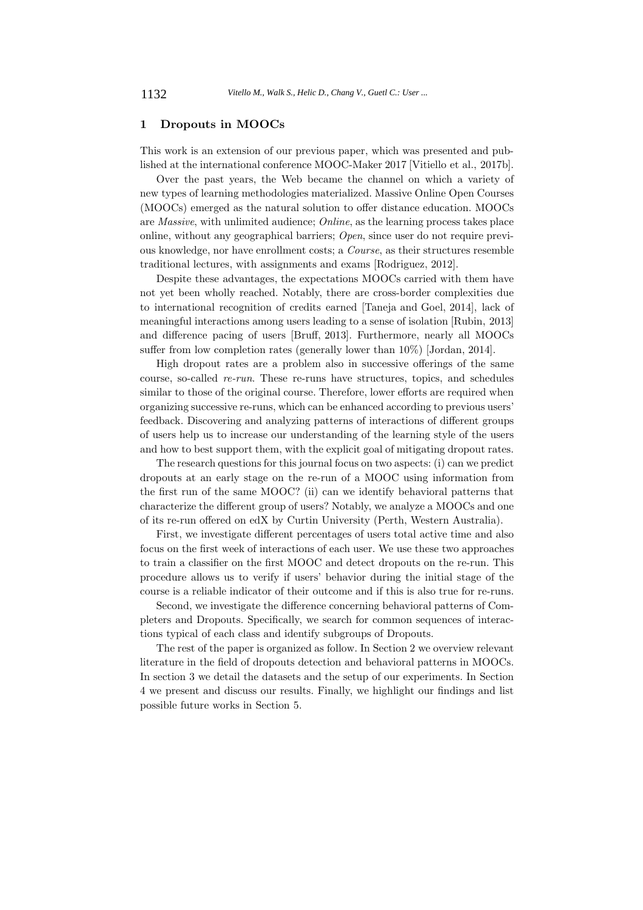## 1 Dropouts in MOOCs

This work is an extension of our previous paper, which was presented and published at the international conference MOOC-Maker 2017 [Vitiello et al., 2017b].

Over the past years, the Web became the channel on which a variety of new types of learning methodologies materialized. Massive Online Open Courses (MOOCs) emerged as the natural solution to offer distance education. MOOCs are *Massive*, with unlimited audience; *Online*, as the learning process takes place online, without any geographical barriers; *Open*, since user do not require previous knowledge, nor have enrollment costs; a *Course*, as their structures resemble traditional lectures, with assignments and exams [Rodriguez, 2012].

Despite these advantages, the expectations MOOCs carried with them have not yet been wholly reached. Notably, there are cross-border complexities due to international recognition of credits earned [Taneja and Goel, 2014], lack of meaningful interactions among users leading to a sense of isolation [Rubin, 2013] and difference pacing of users [Bruff, 2013]. Furthermore, nearly all MOOCs suffer from low completion rates (generally lower than 10%) [Jordan, 2014].

High dropout rates are a problem also in successive offerings of the same course, so-called *re-run*. These re-runs have structures, topics, and schedules similar to those of the original course. Therefore, lower efforts are required when organizing successive re-runs, which can be enhanced according to previous users' feedback. Discovering and analyzing patterns of interactions of different groups of users help us to increase our understanding of the learning style of the users and how to best support them, with the explicit goal of mitigating dropout rates.

The research questions for this journal focus on two aspects: (i) can we predict dropouts at an early stage on the re-run of a MOOC using information from the first run of the same MOOC? (ii) can we identify behavioral patterns that characterize the different group of users? Notably, we analyze a MOOCs and one of its re-run offered on edX by Curtin University (Perth, Western Australia).

First, we investigate different percentages of users total active time and also focus on the first week of interactions of each user. We use these two approaches to train a classifier on the first MOOC and detect dropouts on the re-run. This procedure allows us to verify if users' behavior during the initial stage of the course is a reliable indicator of their outcome and if this is also true for re-runs.

Second, we investigate the difference concerning behavioral patterns of Completers and Dropouts. Specifically, we search for common sequences of interactions typical of each class and identify subgroups of Dropouts.

The rest of the paper is organized as follow. In Section 2 we overview relevant literature in the field of dropouts detection and behavioral patterns in MOOCs. In section 3 we detail the datasets and the setup of our experiments. In Section 4 we present and discuss our results. Finally, we highlight our findings and list possible future works in Section 5.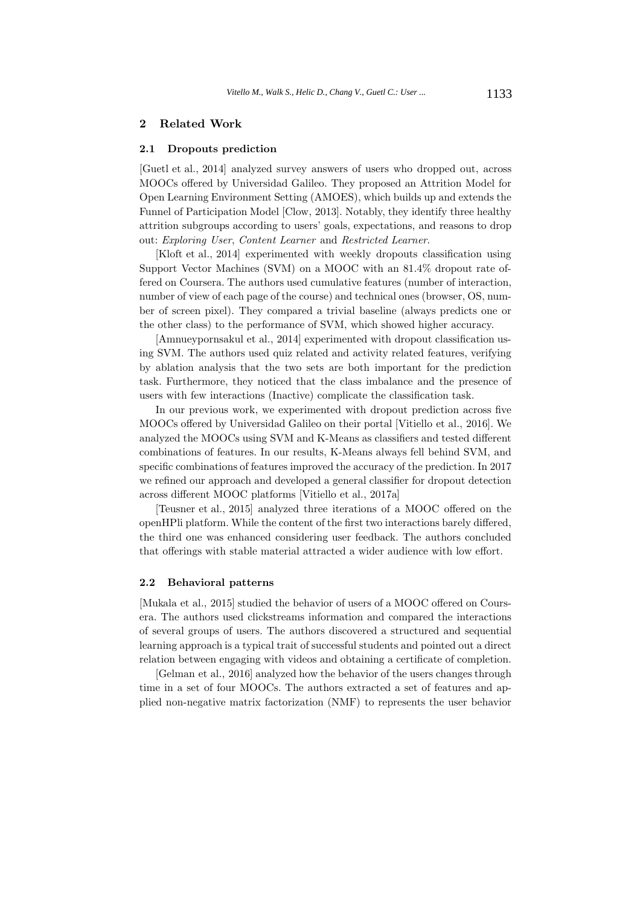## 2 Related Work

### 2.1 Dropouts prediction

[Guetl et al., 2014] analyzed survey answers of users who dropped out, across MOOCs offered by Universidad Galileo. They proposed an Attrition Model for Open Learning Environment Setting (AMOES), which builds up and extends the Funnel of Participation Model [Clow, 2013]. Notably, they identify three healthy attrition subgroups according to users' goals, expectations, and reasons to drop out: *Exploring User*, *Content Learner* and *Restricted Learner*.

[Kloft et al., 2014] experimented with weekly dropouts classification using Support Vector Machines (SVM) on a MOOC with an 81.4% dropout rate offered on Coursera. The authors used cumulative features (number of interaction, number of view of each page of the course) and technical ones (browser, OS, number of screen pixel). They compared a trivial baseline (always predicts one or the other class) to the performance of SVM, which showed higher accuracy.

[Amnueypornsakul et al., 2014] experimented with dropout classification using SVM. The authors used quiz related and activity related features, verifying by ablation analysis that the two sets are both important for the prediction task. Furthermore, they noticed that the class imbalance and the presence of users with few interactions (Inactive) complicate the classification task.

In our previous work, we experimented with dropout prediction across five MOOCs offered by Universidad Galileo on their portal [Vitiello et al., 2016]. We analyzed the MOOCs using SVM and K-Means as classifiers and tested different combinations of features. In our results, K-Means always fell behind SVM, and specific combinations of features improved the accuracy of the prediction. In 2017 we refined our approach and developed a general classifier for dropout detection across different MOOC platforms [Vitiello et al., 2017a]

[Teusner et al., 2015] analyzed three iterations of a MOOC offered on the openHPli platform. While the content of the first two interactions barely differed, the third one was enhanced considering user feedback. The authors concluded that offerings with stable material attracted a wider audience with low effort.

### 2.2 Behavioral patterns

[Mukala et al., 2015] studied the behavior of users of a MOOC offered on Coursera. The authors used clickstreams information and compared the interactions of several groups of users. The authors discovered a structured and sequential learning approach is a typical trait of successful students and pointed out a direct relation between engaging with videos and obtaining a certificate of completion.

[Gelman et al., 2016] analyzed how the behavior of the users changes through time in a set of four MOOCs. The authors extracted a set of features and applied non-negative matrix factorization (NMF) to represents the user behavior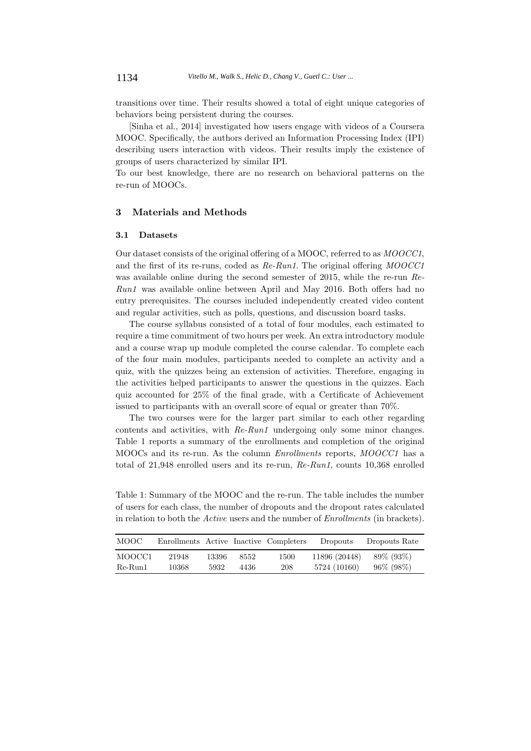transitions over time. Their results showed a total of eight unique categories of behaviors being persistent during the courses.

[Sinha et al., 2014] investigated how users engage with videos of a Coursera MOOC. Specifically, the authors derived an Information Processing Index (IPI) describing users interaction with videos. Their results imply the existence of groups of users characterized by similar IPI.
To our best knowledge, there are no research on behavioral patterns on the re-run of MOOCs.

## 3 Materials and Methods

### 3.1 Datasets

Our dataset consists of the original offering of a MOOC, referred to as *MOOCC1*, and the first of its re-runs, coded as *Re-Run1*. The original offering *MOOCC1* was available online during the second semester of 2015, while the re-run *Re-Run1* was available online between April and May 2016. Both offers had no entry prerequisites. The courses included independently created video content and regular activities, such as polls, questions, and discussion board tasks.

The course syllabus consisted of a total of four modules, each estimated to require a time commitment of two hours per week. An extra introductory module and a course wrap up module completed the course calendar. To complete each of the four main modules, participants needed to complete an activity and a quiz, with the quizzes being an extension of activities. Therefore, engaging in the activities helped participants to answer the questions in the quizzes. Each quiz accounted for 25% of the final grade, with a Certificate of Achievement issued to participants with an overall score of equal or greater than 70%.

The two courses were for the larger part similar to each other regarding contents and activities, with *Re-Run1* undergoing only some minor changes. Table 1 reports a summary of the enrollments and completion of the original MOOCs and its re-run. As the column *Enrollments* reports, *MOOCC1* has a total of 21,948 enrolled users and its re-run, *Re-Run1*, counts 10,368 enrolled

Table 1: Summary of the MOOC and the re-run. The table includes the number of users for each class, the number of dropouts and the dropout rates calculated in relation to both the *Active* users and the number of *Enrollments* (in brackets).

| MOOC | Enrollments | Active | Inactive | Completers | Dropouts | Dropouts Rate |
|---|---|---|---|---|---|---|
| MOOCC1 | 21948 | 13396 | 8552 | 1500 | 11896 (20448) | 89% (93%) |
| Re-Run1 | 10368 | 5932 | 4436 | 208 | 5724 (10160) | 96% (98%) |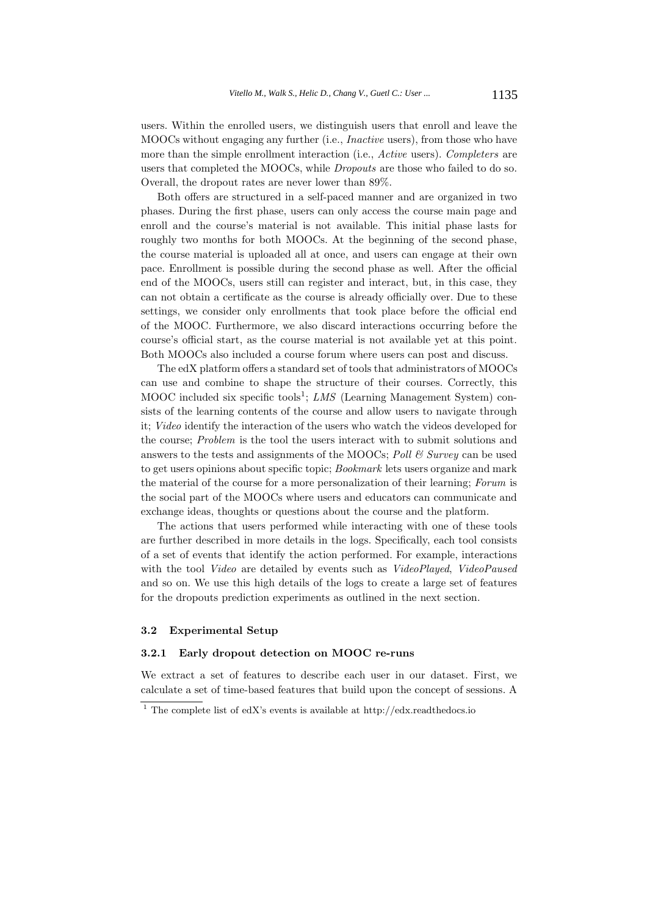users. Within the enrolled users, we distinguish users that enroll and leave the MOOCs without engaging any further (i.e., *Inactive* users), from those who have more than the simple enrollment interaction (i.e., *Active* users). *Completers* are users that completed the MOOCs, while *Dropouts* are those who failed to do so. Overall, the dropout rates are never lower than 89%.

Both offers are structured in a self-paced manner and are organized in two phases. During the first phase, users can only access the course main page and enroll and the course's material is not available. This initial phase lasts for roughly two months for both MOOCs. At the beginning of the second phase, the course material is uploaded all at once, and users can engage at their own pace. Enrollment is possible during the second phase as well. After the official end of the MOOCs, users still can register and interact, but, in this case, they can not obtain a certificate as the course is already officially over. Due to these settings, we consider only enrollments that took place before the official end of the MOOC. Furthermore, we also discard interactions occurring before the course's official start, as the course material is not available yet at this point. Both MOOCs also included a course forum where users can post and discuss.

The edX platform offers a standard set of tools that administrators of MOOCs can use and combine to shape the structure of their courses. Correctly, this MOOC included six specific tools[1]; *LMS* (Learning Management System) consists of the learning contents of the course and allow users to navigate through it; *Video* identify the interaction of the users who watch the videos developed for the course; *Problem* is the tool the users interact with to submit solutions and answers to the tests and assignments of the MOOCs; *Poll & Survey* can be used to get users opinions about specific topic; *Bookmark* lets users organize and mark the material of the course for a more personalization of their learning; *Forum* is the social part of the MOOCs where users and educators can communicate and exchange ideas, thoughts or questions about the course and the platform.

The actions that users performed while interacting with one of these tools are further described in more details in the logs. Specifically, each tool consists of a set of events that identify the action performed. For example, interactions with the tool *Video* are detailed by events such as *VideoPlayed*, *VideoPaused* and so on. We use this high details of the logs to create a large set of features for the dropouts prediction experiments as outlined in the next section.

### 3.2 Experimental Setup

#### 3.2.1 Early dropout detection on MOOC re-runs

We extract a set of features to describe each user in our dataset. First, we calculate a set of time-based features that build upon the concept of sessions. A

[1] The complete list of edX's events is available at http://edx.readthedocs.io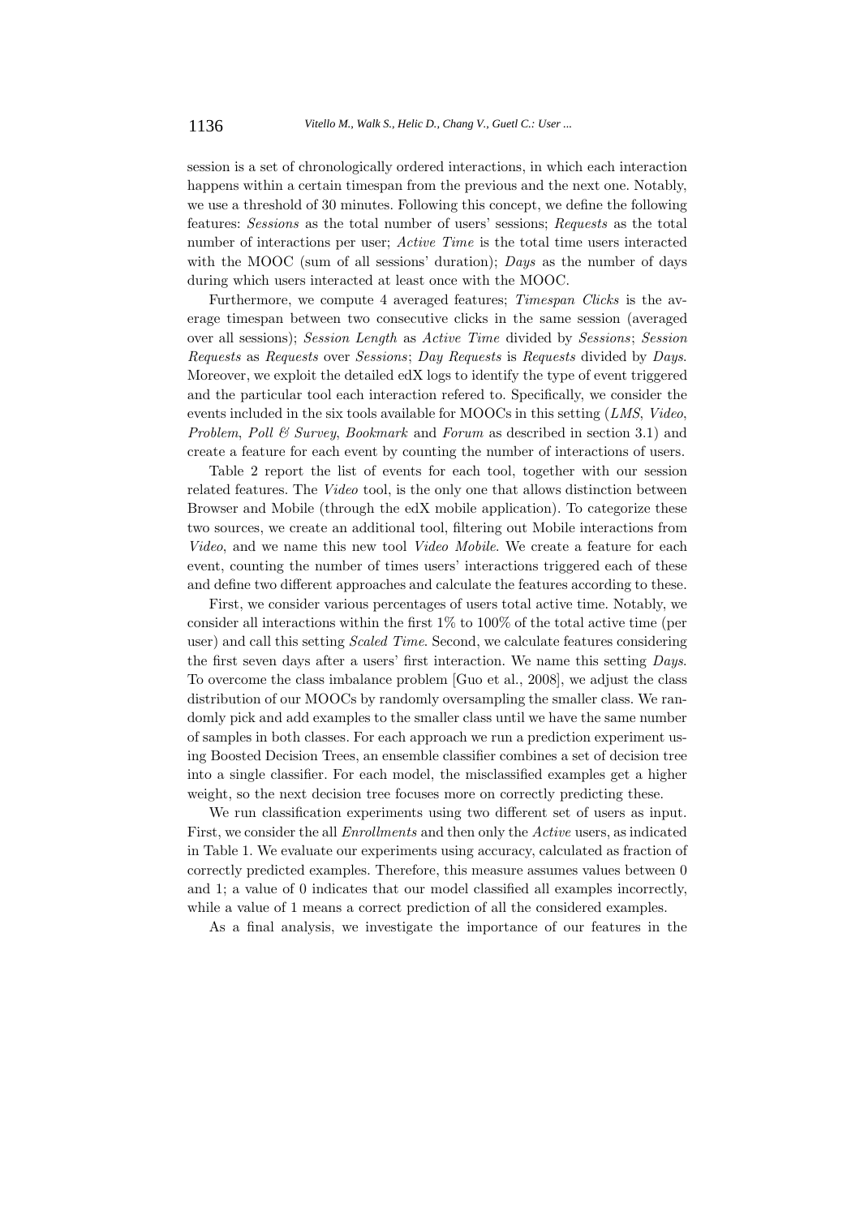session is a set of chronologically ordered interactions, in which each interaction happens within a certain timespan from the previous and the next one. Notably, we use a threshold of 30 minutes. Following this concept, we define the following features: *Sessions* as the total number of users' sessions; *Requests* as the total number of interactions per user; *Active Time* is the total time users interacted with the MOOC (sum of all sessions' duration); *Days* as the number of days during which users interacted at least once with the MOOC.

Furthermore, we compute 4 averaged features; *Timespan Clicks* is the average timespan between two consecutive clicks in the same session (averaged over all sessions); *Session Length* as *Active Time* divided by *Sessions*; *Session Requests* as *Requests* over *Sessions*; *Day Requests* is *Requests* divided by *Days*. Moreover, we exploit the detailed edX logs to identify the type of event triggered and the particular tool each interaction refered to. Specifically, we consider the events included in the six tools available for MOOCs in this setting (*LMS*, *Video*, *Problem*, *Poll & Survey*, *Bookmark* and *Forum* as described in section 3.1) and create a feature for each event by counting the number of interactions of users.

Table 2 report the list of events for each tool, together with our session related features. The *Video* tool, is the only one that allows distinction between Browser and Mobile (through the edX mobile application). To categorize these two sources, we create an additional tool, filtering out Mobile interactions from *Video*, and we name this new tool *Video Mobile*. We create a feature for each event, counting the number of times users' interactions triggered each of these and define two different approaches and calculate the features according to these.

First, we consider various percentages of users total active time. Notably, we consider all interactions within the first 1% to 100% of the total active time (per user) and call this setting *Scaled Time*. Second, we calculate features considering the first seven days after a users' first interaction. We name this setting *Days*. To overcome the class imbalance problem [Guo et al., 2008], we adjust the class distribution of our MOOCs by randomly oversampling the smaller class. We randomly pick and add examples to the smaller class until we have the same number of samples in both classes. For each approach we run a prediction experiment using Boosted Decision Trees, an ensemble classifier combines a set of decision tree into a single classifier. For each model, the misclassified examples get a higher weight, so the next decision tree focuses more on correctly predicting these.

We run classification experiments using two different set of users as input. First, we consider the all *Enrollments* and then only the *Active* users, as indicated in Table 1. We evaluate our experiments using accuracy, calculated as fraction of correctly predicted examples. Therefore, this measure assumes values between 0 and 1; a value of 0 indicates that our model classified all examples incorrectly, while a value of 1 means a correct prediction of all the considered examples.

As a final analysis, we investigate the importance of our features in the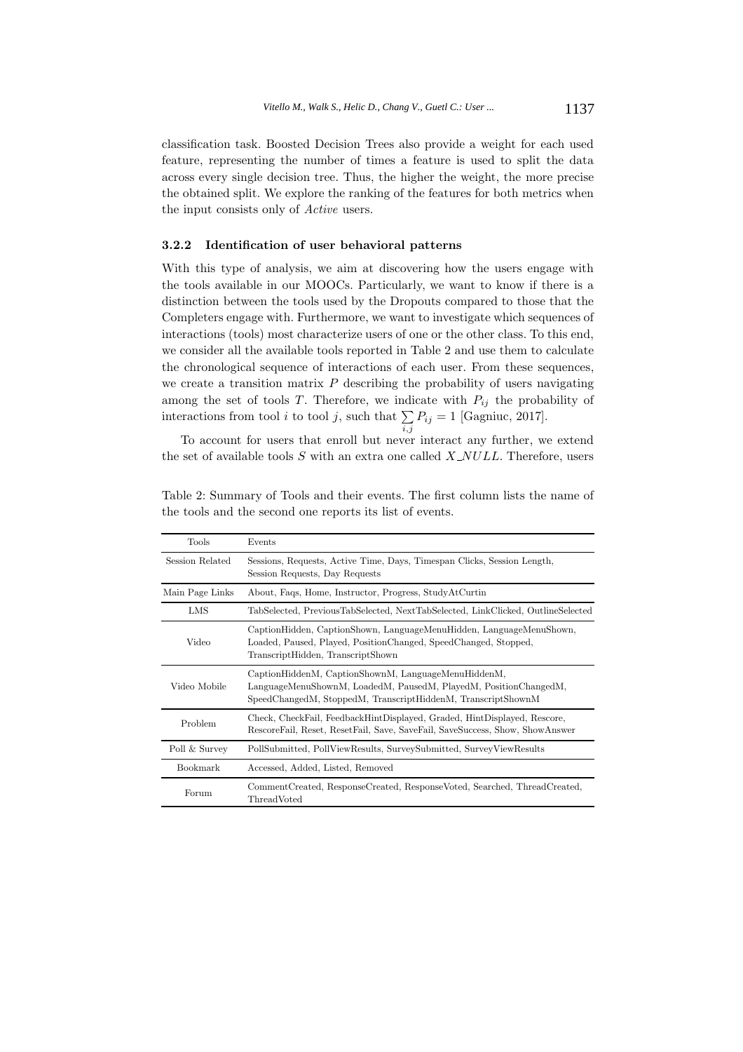classification task. Boosted Decision Trees also provide a weight for each used feature, representing the number of times a feature is used to split the data across every single decision tree. Thus, the higher the weight, the more precise the obtained split. We explore the ranking of the features for both metrics when the input consists only of *Active* users.

### 3.2.2 Identification of user behavioral patterns

With this type of analysis, we aim at discovering how the users engage with the tools available in our MOOCs. Particularly, we want to know if there is a distinction between the tools used by the Dropouts compared to those that the Completers engage with. Furthermore, we want to investigate which sequences of interactions (tools) most characterize users of one or the other class. To this end, we consider all the available tools reported in Table 2 and use them to calculate the chronological sequence of interactions of each user. From these sequences, we create a transition matrix $P$ describing the probability of users navigating among the set of tools $T$. Therefore, we indicate with $P_{ij}$ the probability of interactions from tool $i$ to tool $j$, such that $\sum_{i,j} P_{ij} = 1$ [Gagniuc, 2017].

To account for users that enroll but never interact any further, we extend the set of available tools $S$ with an extra one called $X\_NULL$. Therefore, users

Table 2: Summary of Tools and their events. The first column lists the name of the tools and the second one reports its list of events.

| Tools | Events |
|---|---|
| Session Related | Sessions, Requests, Active Time, Days, Timespan Clicks, Session Length, Session Requests, Day Requests |
| Main Page Links | About, Faqs, Home, Instructor, Progress, StudyAtCurtin |
| LMS | TabSelected, PreviousTabSelected, NextTabSelected, LinkClicked, OutlineSelected |
| Video | CaptionHidden, CaptionShown, LanguageMenuHidden, LanguageMenuShown, Loaded, Paused, Played, PositionChanged, SpeedChanged, Stopped, TranscriptHidden, TranscriptShown |
| Video Mobile | CaptionHiddenM, CaptionShownM, LanguageMenuHiddenM, LanguageMenuShownM, LoadedM, PausedM, PlayedM, PositionChangedM, SpeedChangedM, StoppedM, TranscriptHiddenM, TranscriptShownM |
| Problem | Check, CheckFail, FeedbackHintDisplayed, Graded, HintDisplayed, Rescore, RescoreFail, Reset, ResetFail, Save, SaveFail, SaveSuccess, Show, ShowAnswer |
| Poll & Survey | PollSubmitted, PollViewResults, SurveySubmitted, SurveyViewResults |
| Bookmark | Accessed, Added, Listed, Removed |
| Forum | CommentCreated, ResponseCreated, ResponseVoted, Searched, ThreadCreated, ThreadVoted |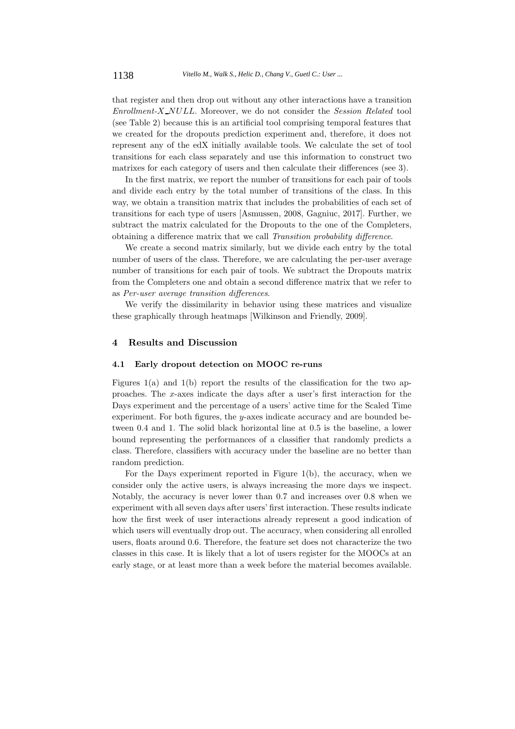that register and then drop out without any other interactions have a transition *Enrollment-X_NULL*. Moreover, we do not consider the *Session Related* tool (see Table 2) because this is an artificial tool comprising temporal features that we created for the dropouts prediction experiment and, therefore, it does not represent any of the edX initially available tools. We calculate the set of tool transitions for each class separately and use this information to construct two matrixes for each category of users and then calculate their differences (see 3).

In the first matrix, we report the number of transitions for each pair of tools and divide each entry by the total number of transitions of the class. In this way, we obtain a transition matrix that includes the probabilities of each set of transitions for each type of users [Asmussen, 2008, Gagniuc, 2017]. Further, we subtract the matrix calculated for the Dropouts to the one of the Completers, obtaining a difference matrix that we call *Transition probability difference*.

We create a second matrix similarly, but we divide each entry by the total number of users of the class. Therefore, we are calculating the per-user average number of transitions for each pair of tools. We subtract the Dropouts matrix from the Completers one and obtain a second difference matrix that we refer to as *Per-user average transition differences*.

We verify the dissimilarity in behavior using these matrices and visualize these graphically through heatmaps [Wilkinson and Friendly, 2009].

## 4 Results and Discussion

### 4.1 Early dropout detection on MOOC re-runs

Figures 1(a) and 1(b) report the results of the classification for the two approaches. The $x$-axes indicate the days after a user's first interaction for the Days experiment and the percentage of a users' active time for the Scaled Time experiment. For both figures, the $y$-axes indicate accuracy and are bounded between 0.4 and 1. The solid black horizontal line at 0.5 is the baseline, a lower bound representing the performances of a classifier that randomly predicts a class. Therefore, classifiers with accuracy under the baseline are no better than random prediction.

For the Days experiment reported in Figure 1(b), the accuracy, when we consider only the active users, is always increasing the more days we inspect. Notably, the accuracy is never lower than 0.7 and increases over 0.8 when we experiment with all seven days after users' first interaction. These results indicate how the first week of user interactions already represent a good indication of which users will eventually drop out. The accuracy, when considering all enrolled users, floats around 0.6. Therefore, the feature set does not characterize the two classes in this case. It is likely that a lot of users register for the MOOCs at an early stage, or at least more than a week before the material becomes available.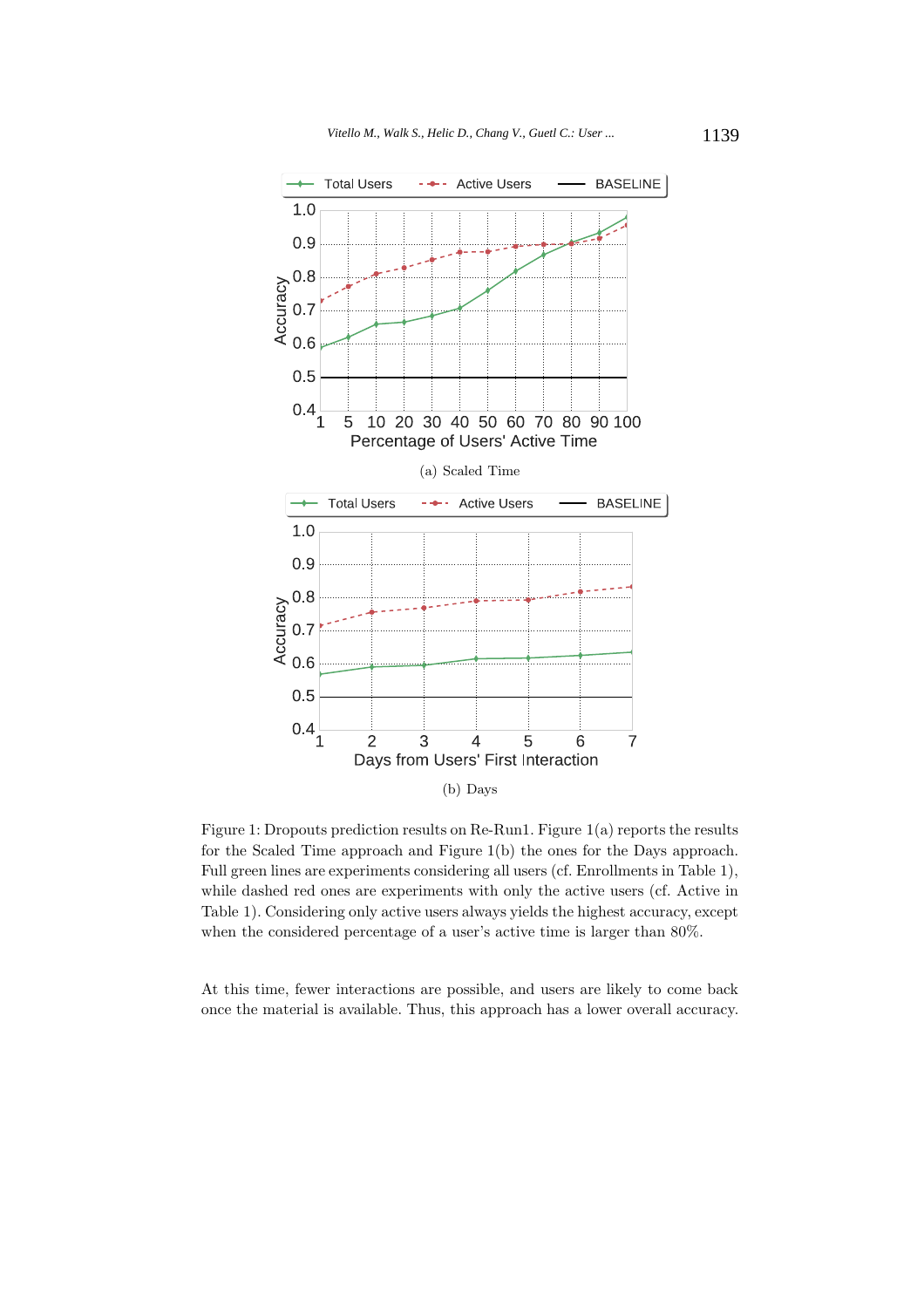(a) Scaled Time

(b) Days

Figure 1: Dropouts prediction results on Re-Run1. Figure 1(a) reports the results for the Scaled Time approach and Figure 1(b) the ones for the Days approach. Full green lines are experiments considering all users (cf. Enrollments in Table 1), while dashed red ones are experiments with only the active users (cf. Active in Table 1). Considering only active users always yields the highest accuracy, except when the considered percentage of a user's active time is larger than 80%.

At this time, fewer interactions are possible, and users are likely to come back once the material is available. Thus, this approach has a lower overall accuracy.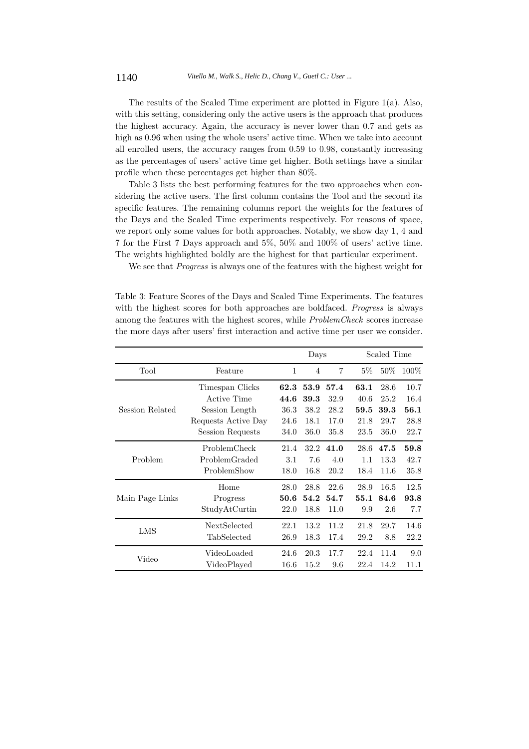The results of the Scaled Time experiment are plotted in Figure 1(a). Also, with this setting, considering only the active users is the approach that produces the highest accuracy. Again, the accuracy is never lower than 0.7 and gets as high as 0.96 when using the whole users' active time. When we take into account all enrolled users, the accuracy ranges from 0.59 to 0.98, constantly increasing as the percentages of users' active time get higher. Both settings have a similar profile when these percentages get higher than 80%.

Table 3 lists the best performing features for the two approaches when considering the active users. The first column contains the Tool and the second its specific features. The remaining columns report the weights for the features of the Days and the Scaled Time experiments respectively. For reasons of space, we report only some values for both approaches. Notably, we show day 1, 4 and 7 for the First 7 Days approach and 5%, 50% and 100% of users' active time. The weights highlighted boldly are the highest for that particular experiment.

We see that *Progress* is always one of the features with the highest weight for

Table 3: Feature Scores of the Days and Scaled Time Experiments. The features with the highest scores for both approaches are boldfaced. *Progress* is always among the features with the highest scores, while *ProblemCheck* scores increase the more days after users' first interaction and active time per user we consider.

| | | Days | | | Scaled Time | | |
|---|---|---|---|---|---|---|---|
| Tool | Feature | 1 | 4 | 7 | 5% | 50% | 100% |
| Session Related | Timespan Clicks | **62.3** | **53.9** | **57.4** | **63.1** | 28.6 | 10.7 |
| | Active Time | **44.6** | **39.3** | 32.9 | 40.6 | 25.2 | 16.4 |
| | Session Length | 36.3 | 38.2 | 28.2 | **59.5** | **39.3** | **56.1** |
| | Requests Active Day | 24.6 | 18.1 | 17.0 | 21.8 | 29.7 | 28.8 |
| | Session Requests | 34.0 | 36.0 | 35.8 | 23.5 | 36.0 | 22.7 |
| Problem | ProblemCheck | 21.4 | 32.2 | **41.0** | 28.6 | **47.5** | **59.8** |
| | ProblemGraded | 3.1 | 7.6 | 4.0 | 1.1 | 13.3 | 42.7 |
| | ProblemShow | 18.0 | 16.8 | 20.2 | 18.4 | 11.6 | 35.8 |
| Main Page Links | Home | 28.0 | 28.8 | 22.6 | 28.9 | 16.5 | 12.5 |
| | Progress | **50.6** | **54.2** | **54.7** | **55.1** | **84.6** | **93.8** |
| | StudyAtCurtin | 22.0 | 18.8 | 11.0 | 9.9 | 2.6 | 7.7 |
| LMS | NextSelected | 22.1 | 13.2 | 11.2 | 21.8 | 29.7 | 14.6 |
| | TabSelected | 26.9 | 18.3 | 17.4 | 29.2 | 8.8 | 22.2 |
| Video | VideoLoaded | 24.6 | 20.3 | 17.7 | 22.4 | 11.4 | 9.0 |
| | VideoPlayed | 16.6 | 15.2 | 9.6 | 22.4 | 14.2 | 11.1 |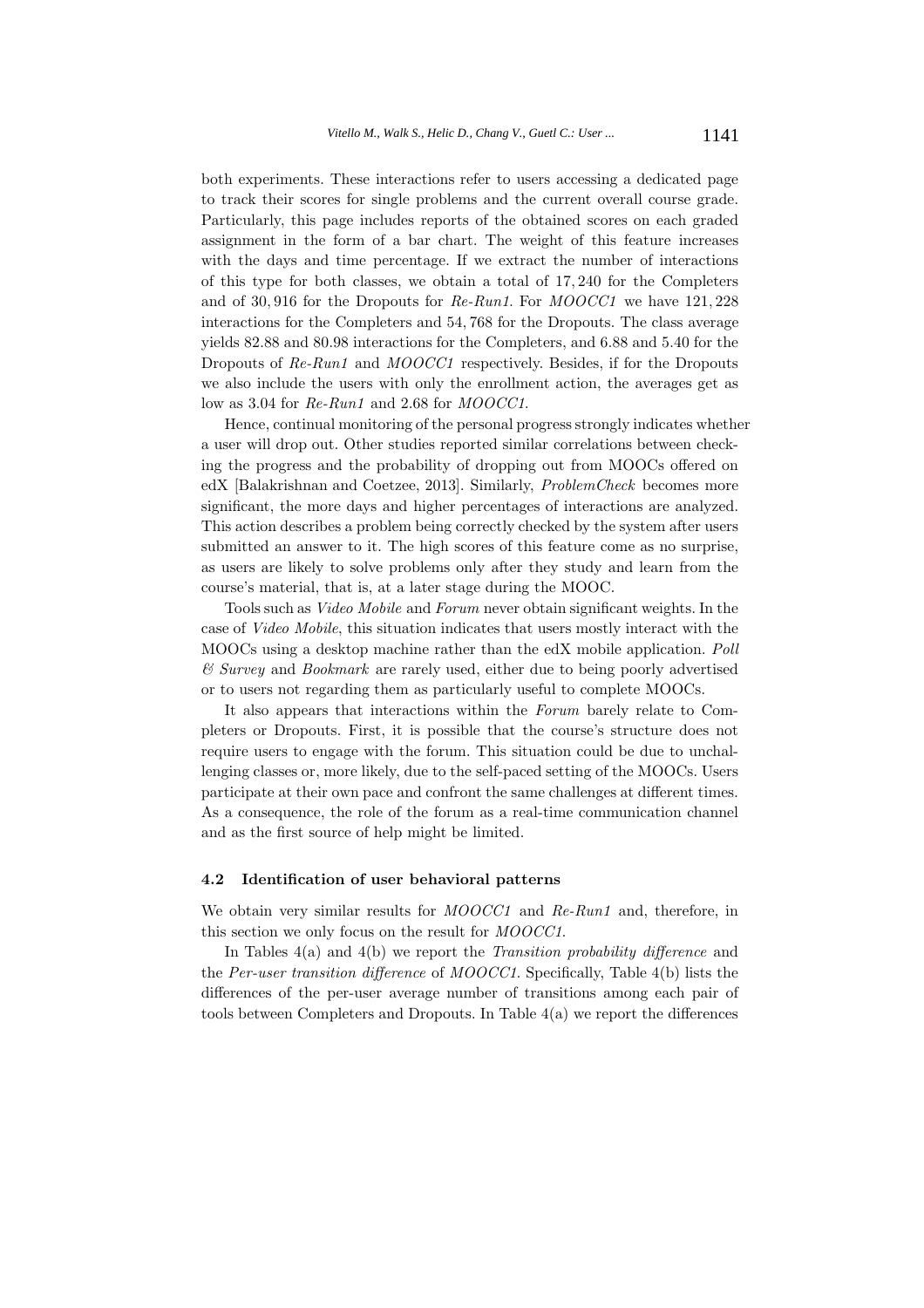both experiments. These interactions refer to users accessing a dedicated page to track their scores for single problems and the current overall course grade. Particularly, this page includes reports of the obtained scores on each graded assignment in the form of a bar chart. The weight of this feature increases with the days and time percentage. If we extract the number of interactions of this type for both classes, we obtain a total of 17,240 for the Completers and of 30,916 for the Dropouts for *Re-Run1*. For *MOOCC1* we have 121,228 interactions for the Completers and 54,768 for the Dropouts. The class average yields 82.88 and 80.98 interactions for the Completers, and 6.88 and 5.40 for the Dropouts of *Re-Run1* and *MOOCC1* respectively. Besides, if for the Dropouts we also include the users with only the enrollment action, the averages get as low as 3.04 for *Re-Run1* and 2.68 for *MOOCC1*.

Hence, continual monitoring of the personal progress strongly indicates whether a user will drop out. Other studies reported similar correlations between checking the progress and the probability of dropping out from MOOCs offered on edX [Balakrishnan and Coetzee, 2013]. Similarly, *ProblemCheck* becomes more significant, the more days and higher percentages of interactions are analyzed. This action describes a problem being correctly checked by the system after users submitted an answer to it. The high scores of this feature come as no surprise, as users are likely to solve problems only after they study and learn from the course's material, that is, at a later stage during the MOOC.

Tools such as *Video Mobile* and *Forum* never obtain significant weights. In the case of *Video Mobile*, this situation indicates that users mostly interact with the MOOCs using a desktop machine rather than the edX mobile application. *Poll & Survey* and *Bookmark* are rarely used, either due to being poorly advertised or to users not regarding them as particularly useful to complete MOOCs.

It also appears that interactions within the *Forum* barely relate to Completers or Dropouts. First, it is possible that the course's structure does not require users to engage with the forum. This situation could be due to unchallenging classes or, more likely, due to the self-paced setting of the MOOCs. Users participate at their own pace and confront the same challenges at different times. As a consequence, the role of the forum as a real-time communication channel and as the first source of help might be limited.

### 4.2 Identification of user behavioral patterns

We obtain very similar results for *MOOCC1* and *Re-Run1* and, therefore, in this section we only focus on the result for *MOOCC1*.

In Tables 4(a) and 4(b) we report the *Transition probability difference* and the *Per-user transition difference* of *MOOCC1*. Specifically, Table 4(b) lists the differences of the per-user average number of transitions among each pair of tools between Completers and Dropouts. In Table 4(a) we report the differences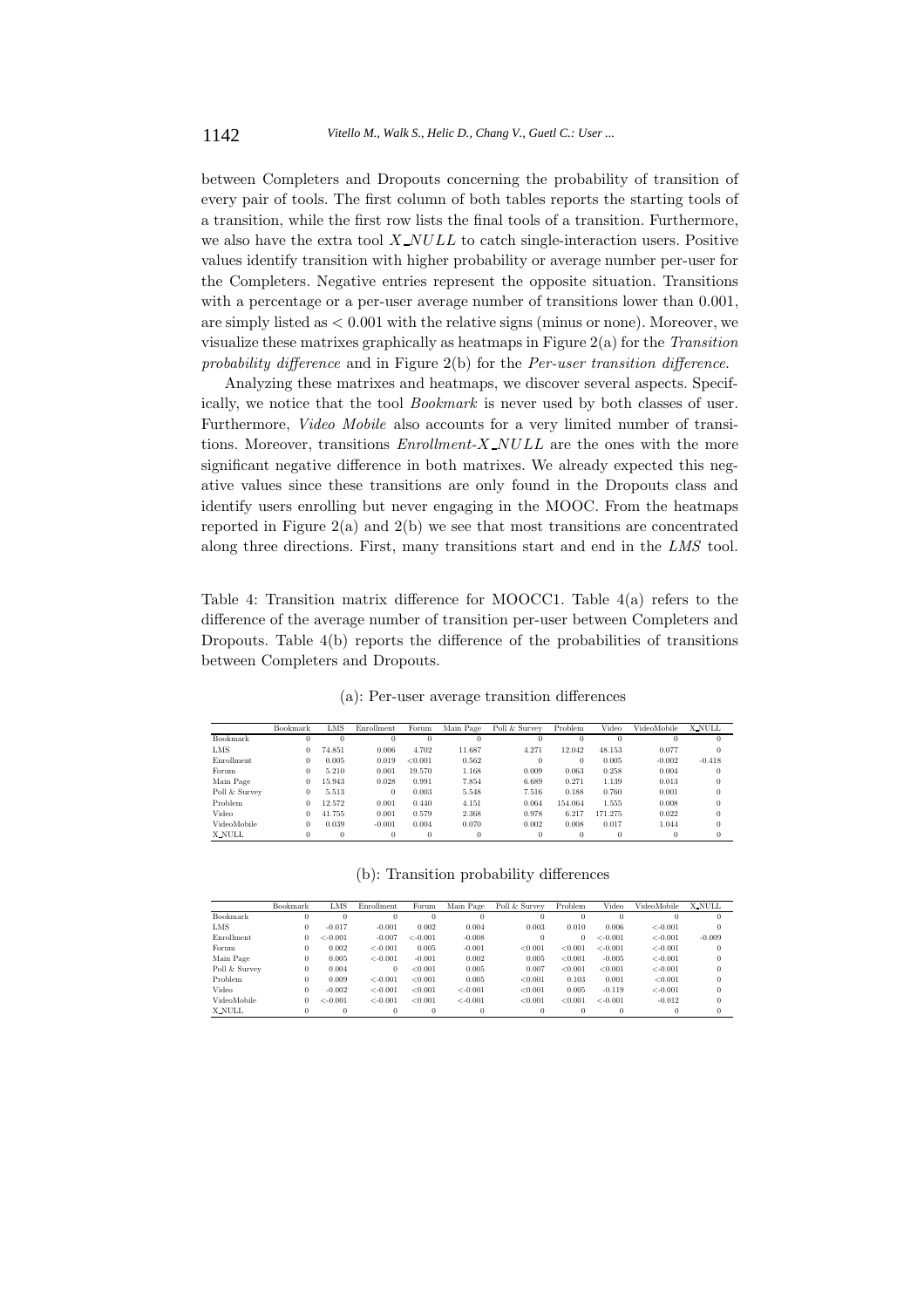between Completers and Dropouts concerning the probability of transition of every pair of tools. The first column of both tables reports the starting tools of a transition, while the first row lists the final tools of a transition. Furthermore, we also have the extra tool $X\_NULL$ to catch single-interaction users. Positive values identify transition with higher probability or average number per-user for the Completers. Negative entries represent the opposite situation. Transitions with a percentage or a per-user average number of transitions lower than 0.001, are simply listed as $< 0.001$ with the relative signs (minus or none). Moreover, we visualize these matrixes graphically as heatmaps in Figure 2(a) for the *Transition probability difference* and in Figure 2(b) for the *Per-user transition difference*.

Analyzing these matrixes and heatmaps, we discover several aspects. Specifically, we notice that the tool *Bookmark* is never used by both classes of user. Furthermore, *Video Mobile* also accounts for a very limited number of transitions. Moreover, transitions *Enrollment*-$X\_NULL$ are the ones with the more significant negative difference in both matrixes. We already expected this negative values since these transitions are only found in the Dropouts class and identify users enrolling but never engaging in the MOOC. From the heatmaps reported in Figure 2(a) and 2(b) we see that most transitions are concentrated along three directions. First, many transitions start and end in the *LMS* tool.

Table 4: Transition matrix difference for MOOCC1. Table 4(a) refers to the difference of the average number of transition per-user between Completers and Dropouts. Table 4(b) reports the difference of the probabilities of transitions between Completers and Dropouts.

(a): Per-user average transition differences

| | Bookmark | LMS | Enrollment | Forum | Main Page | Poll & Survey | Problem | Video | VideoMobile | X_NULL |
|---|---|---|---|---|---|---|---|---|---|---|
| Bookmark | 0 | 0 | 0 | 0 | 0 | 0 | 0 | 0 | 0 | 0 |
| LMS | 0 | 74.851 | 0.006 | 4.702 | 11.687 | 4.271 | 12.042 | 48.153 | 0.077 | 0 |
| Enrollment | 0 | 0.005 | 0.019 | <0.001 | 0.562 | 0 | 0 | 0.005 | -0.002 | -0.418 |
| Forum | 0 | 5.210 | 0.001 | 19.570 | 1.168 | 0.009 | 0.063 | 0.258 | 0.004 | 0 |
| Main Page | 0 | 15.943 | 0.028 | 0.991 | 7.854 | 6.689 | 0.271 | 1.139 | 0.013 | 0 |
| Poll & Survey | 0 | 5.513 | 0 | 0.003 | 5.548 | 7.516 | 0.188 | 0.760 | 0.001 | 0 |
| Problem | 0 | 12.572 | 0.001 | 0.440 | 4.151 | 0.064 | 154.064 | 1.555 | 0.008 | 0 |
| Video | 0 | 41.755 | 0.001 | 0.579 | 2.368 | 0.978 | 6.217 | 171.275 | 0.022 | 0 |
| VideoMobile | 0 | 0.039 | -0.001 | 0.004 | 0.070 | 0.002 | 0.008 | 0.017 | 1.044 | 0 |
| X_NULL | 0 | 0 | 0 | 0 | 0 | 0 | 0 | 0 | 0 | 0 |

(b): Transition probability differences

| | Bookmark | LMS | Enrollment | Forum | Main Page | Poll & Survey | Problem | Video | VideoMobile | X_NULL |
|---|---|---|---|---|---|---|---|---|---|---|
| Bookmark | 0 | 0 | 0 | 0 | 0 | 0 | 0 | 0 | 0 | 0 |
| LMS | 0 | -0.017 | -0.001 | 0.002 | 0.004 | 0.003 | 0.010 | 0.006 | <-0.001 | 0 |
| Enrollment | 0 | <-0.001 | -0.007 | <-0.001 | -0.008 | 0 | 0 | <-0.001 | <-0.001 | -0.009 |
| Forum | 0 | 0.002 | <-0.001 | 0.005 | -0.001 | <0.001 | <0.001 | <-0.001 | <-0.001 | 0 |
| Main Page | 0 | 0.005 | <-0.001 | -0.001 | 0.002 | 0.005 | <0.001 | -0.005 | <-0.001 | 0 |
| Poll & Survey | 0 | 0.004 | 0 | <0.001 | 0.005 | 0.007 | <0.001 | <0.001 | <-0.001 | 0 |
| Problem | 0 | 0.009 | <-0.001 | <0.001 | 0.005 | <0.001 | 0.103 | 0.001 | <0.001 | 0 |
| Video | 0 | -0.002 | <-0.001 | <0.001 | <-0.001 | <0.001 | 0.005 | -0.119 | <-0.001 | 0 |
| VideoMobile | 0 | <-0.001 | <-0.001 | <0.001 | <-0.001 | <0.001 | <0.001 | <-0.001 | -0.012 | 0 |
| X_NULL | 0 | 0 | 0 | 0 | 0 | 0 | 0 | 0 | 0 | 0 |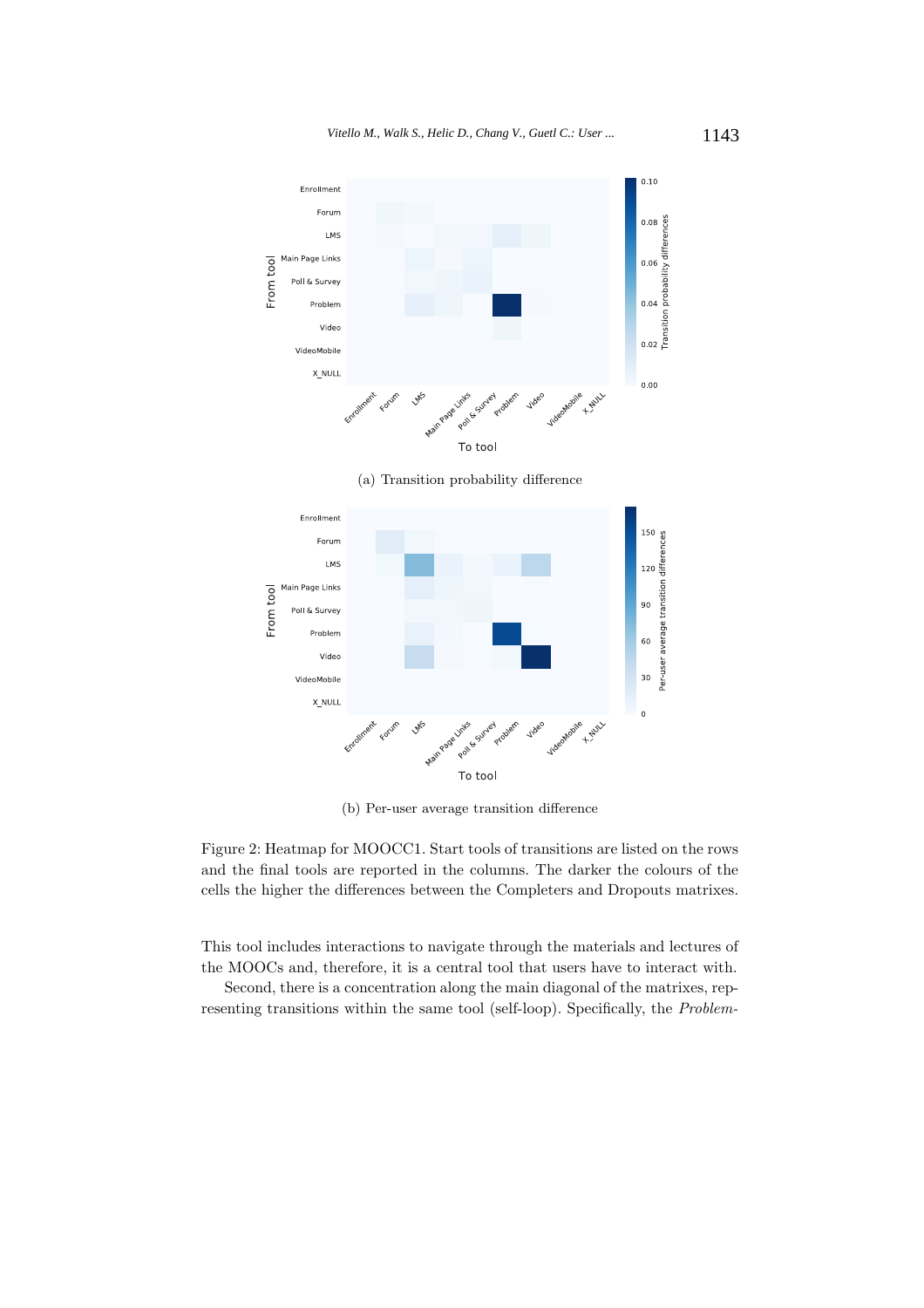(a) Transition probability difference

(b) Per-user average transition difference

Figure 2: Heatmap for MOOCC1. Start tools of transitions are listed on the rows and the final tools are reported in the columns. The darker the colours of the cells the higher the differences between the Completers and Dropouts matrixes.

This tool includes interactions to navigate through the materials and lectures of the MOOCs and, therefore, it is a central tool that users have to interact with.

Second, there is a concentration along the main diagonal of the matrixes, representing transitions within the same tool (self-loop). Specifically, the *Problem-*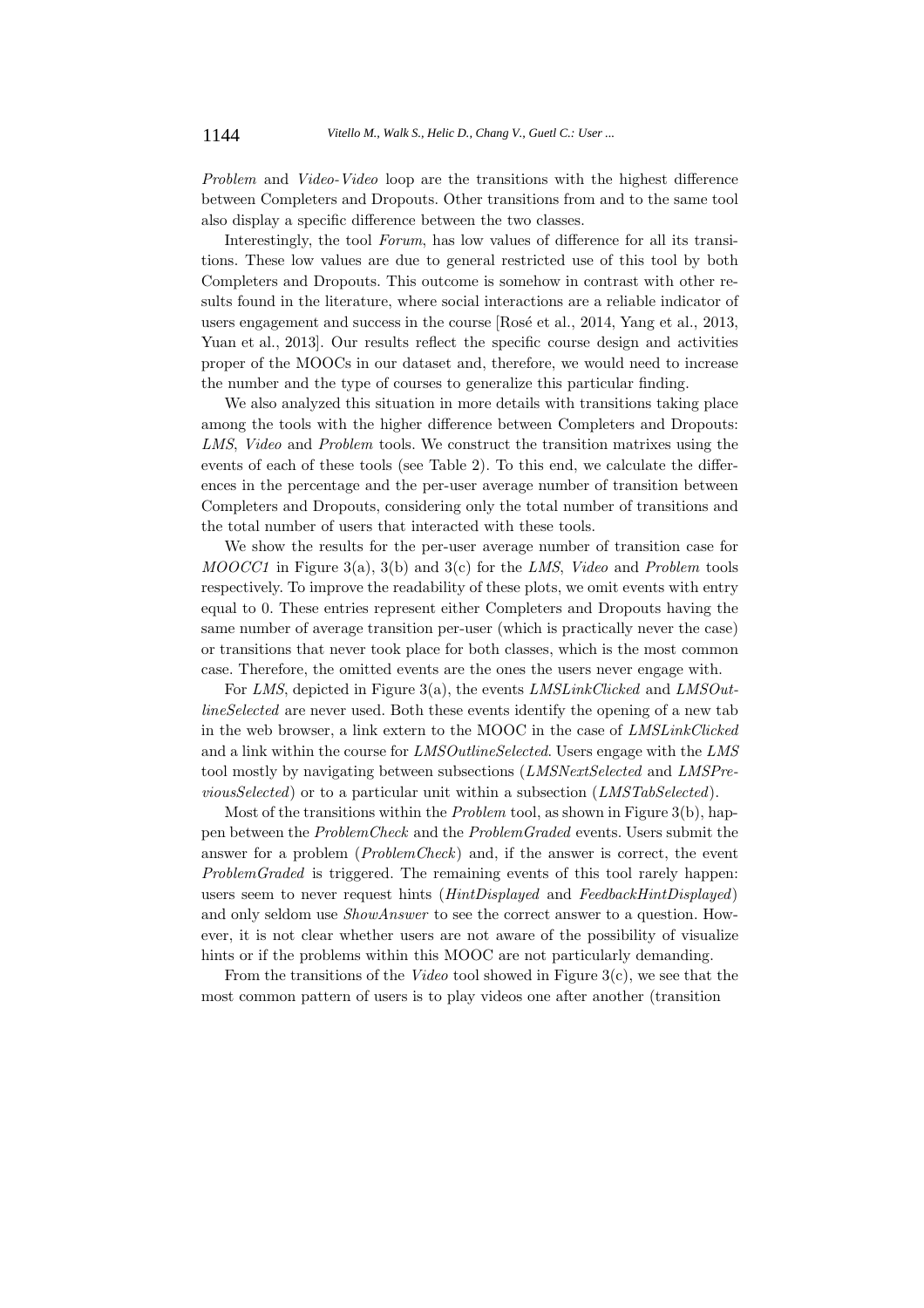*Problem* and *Video-Video* loop are the transitions with the highest difference between Completers and Dropouts. Other transitions from and to the same tool also display a specific difference between the two classes.

Interestingly, the tool *Forum*, has low values of difference for all its transitions. These low values are due to general restricted use of this tool by both Completers and Dropouts. This outcome is somehow in contrast with other results found in the literature, where social interactions are a reliable indicator of users engagement and success in the course [Rosé et al., 2014, Yang et al., 2013, Yuan et al., 2013]. Our results reflect the specific course design and activities proper of the MOOCs in our dataset and, therefore, we would need to increase the number and the type of courses to generalize this particular finding.

We also analyzed this situation in more details with transitions taking place among the tools with the higher difference between Completers and Dropouts: *LMS*, *Video* and *Problem* tools. We construct the transition matrixes using the events of each of these tools (see Table 2). To this end, we calculate the differences in the percentage and the per-user average number of transition between Completers and Dropouts, considering only the total number of transitions and the total number of users that interacted with these tools.

We show the results for the per-user average number of transition case for *MOOCC1* in Figure 3(a), 3(b) and 3(c) for the *LMS*, *Video* and *Problem* tools respectively. To improve the readability of these plots, we omit events with entry equal to 0. These entries represent either Completers and Dropouts having the same number of average transition per-user (which is practically never the case) or transitions that never took place for both classes, which is the most common case. Therefore, the omitted events are the ones the users never engage with.

For *LMS*, depicted in Figure 3(a), the events *LMSLinkClicked* and *LMSOutlineSelected* are never used. Both these events identify the opening of a new tab in the web browser, a link extern to the MOOC in the case of *LMSLinkClicked* and a link within the course for *LMSOutlineSelected*. Users engage with the *LMS* tool mostly by navigating between subsections (*LMSNextSelected* and *LMSPreviousSelected*) or to a particular unit within a subsection (*LMSTabSelected*).

Most of the transitions within the *Problem* tool, as shown in Figure 3(b), happen between the *ProblemCheck* and the *ProblemGraded* events. Users submit the answer for a problem (*ProblemCheck*) and, if the answer is correct, the event *ProblemGraded* is triggered. The remaining events of this tool rarely happen: users seem to never request hints (*HintDisplayed* and *FeedbackHintDisplayed*) and only seldom use *ShowAnswer* to see the correct answer to a question. However, it is not clear whether users are not aware of the possibility of visualize hints or if the problems within this MOOC are not particularly demanding.

From the transitions of the *Video* tool showed in Figure 3(c), we see that the most common pattern of users is to play videos one after another (transition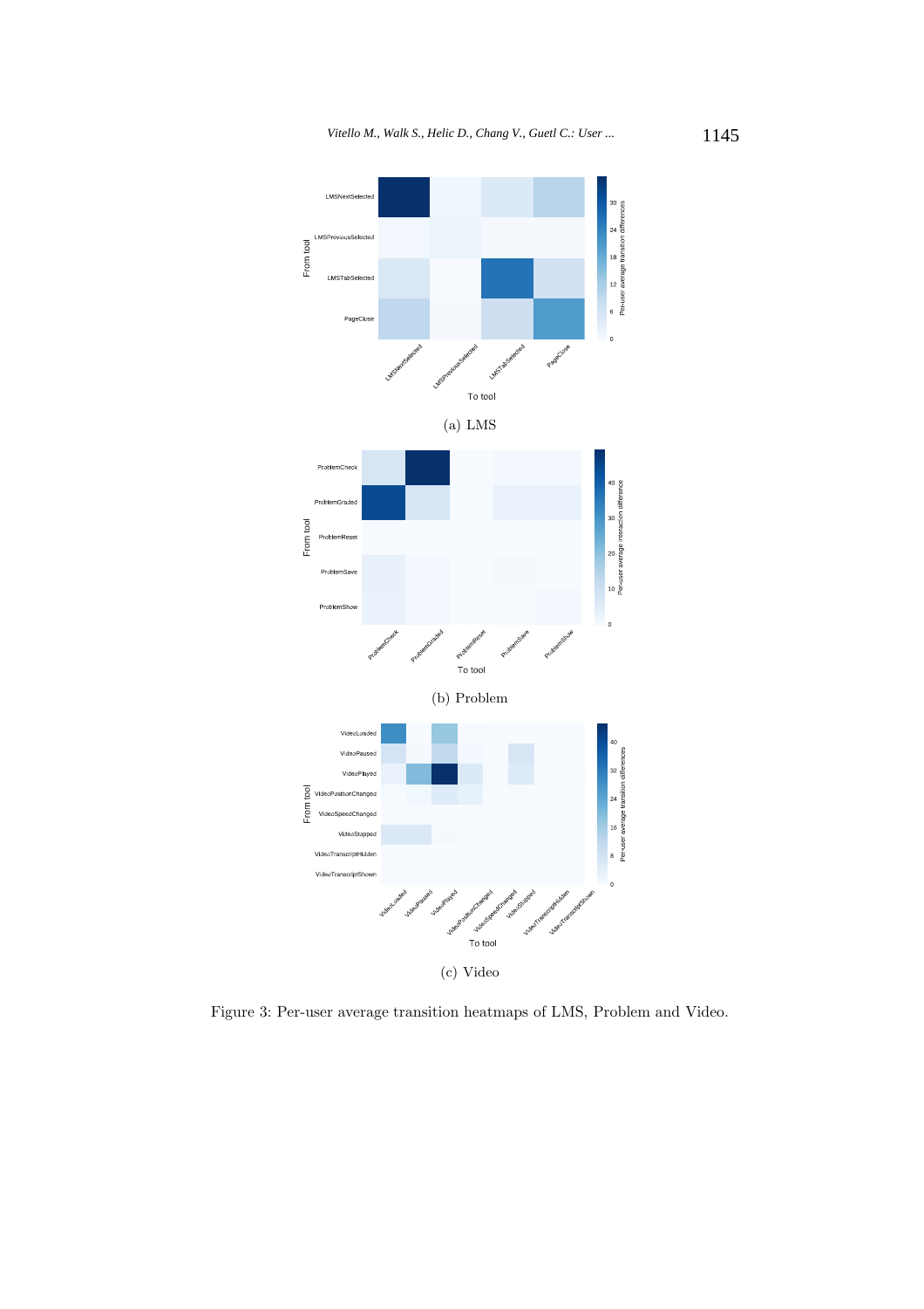(a) LMS

(b) Problem

(c) Video

Figure 3: Per-user average transition heatmaps of LMS, Problem and Video.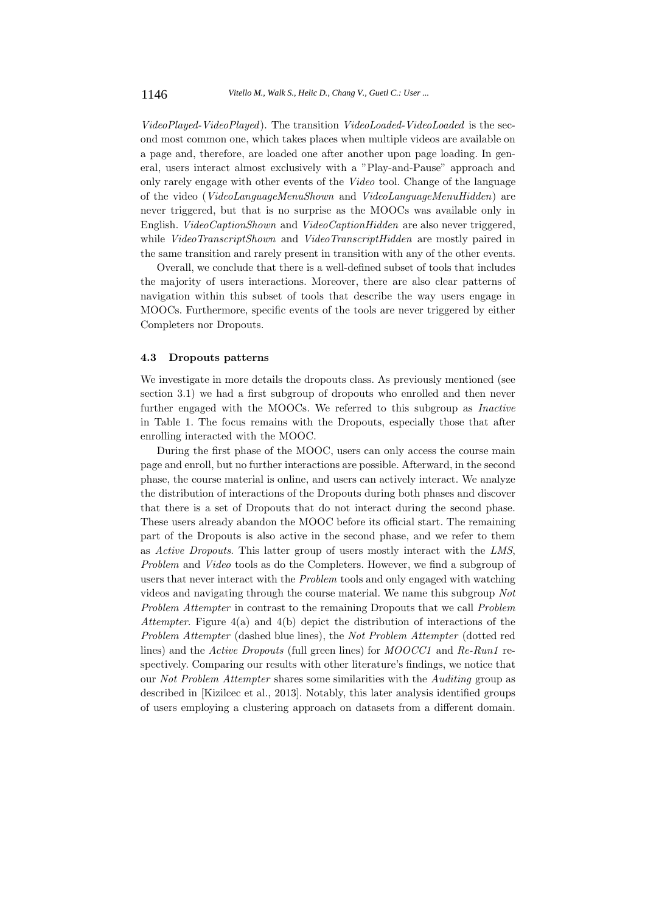*VideoPlayed-VideoPlayed*). The transition *VideoLoaded-VideoLoaded* is the second most common one, which takes places when multiple videos are available on a page and, therefore, are loaded one after another upon page loading. In general, users interact almost exclusively with a "Play-and-Pause" approach and only rarely engage with other events of the *Video* tool. Change of the language of the video (*VideoLanguageMenuShown* and *VideoLanguageMenuHidden*) are never triggered, but that is no surprise as the MOOCs was available only in English. *VideoCaptionShown* and *VideoCaptionHidden* are also never triggered, while *VideoTranscriptShown* and *VideoTranscriptHidden* are mostly paired in the same transition and rarely present in transition with any of the other events.

Overall, we conclude that there is a well-defined subset of tools that includes the majority of users interactions. Moreover, there are also clear patterns of navigation within this subset of tools that describe the way users engage in MOOCs. Furthermore, specific events of the tools are never triggered by either Completers nor Dropouts.

### 4.3 Dropouts patterns

We investigate in more details the dropouts class. As previously mentioned (see section 3.1) we had a first subgroup of dropouts who enrolled and then never further engaged with the MOOCs. We referred to this subgroup as *Inactive* in Table 1. The focus remains with the Dropouts, especially those that after enrolling interacted with the MOOC.

During the first phase of the MOOC, users can only access the course main page and enroll, but no further interactions are possible. Afterward, in the second phase, the course material is online, and users can actively interact. We analyze the distribution of interactions of the Dropouts during both phases and discover that there is a set of Dropouts that do not interact during the second phase. These users already abandon the MOOC before its official start. The remaining part of the Dropouts is also active in the second phase, and we refer to them as *Active Dropouts*. This latter group of users mostly interact with the *LMS*, *Problem* and *Video* tools as do the Completers. However, we find a subgroup of users that never interact with the *Problem* tools and only engaged with watching videos and navigating through the course material. We name this subgroup *Not Problem Attempter* in contrast to the remaining Dropouts that we call *Problem Attempter*. Figure 4(a) and 4(b) depict the distribution of interactions of the *Problem Attempter* (dashed blue lines), the *Not Problem Attempter* (dotted red lines) and the *Active Dropouts* (full green lines) for *MOOCC1* and *Re-Run1* respectively. Comparing our results with other literature's findings, we notice that our *Not Problem Attempter* shares some similarities with the *Auditing* group as described in [Kizilcec et al., 2013]. Notably, this later analysis identified groups of users employing a clustering approach on datasets from a different domain.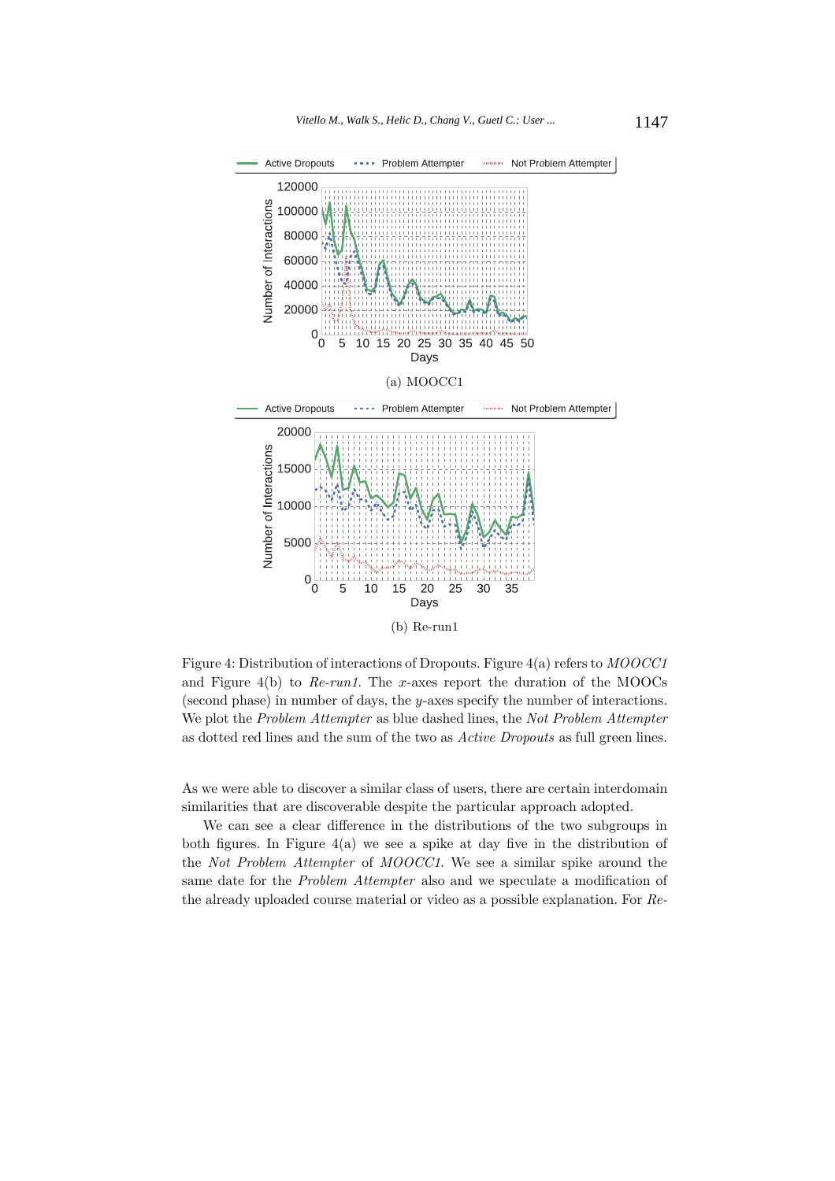Figure 4: Distribution of interactions of Dropouts. Figure 4(a) refers to *MOOCC1* and Figure 4(b) to *Re-run1*. The $x$-axes report the duration of the MOOCs (second phase) in number of days, the $y$-axes specify the number of interactions. We plot the *Problem Attempter* as blue dashed lines, the *Not Problem Attempter* as dotted red lines and the sum of the two as *Active Dropouts* as full green lines.

As we were able to discover a similar class of users, there are certain interdomain similarities that are discoverable despite the particular approach adopted.

We can see a clear difference in the distributions of the two subgroups in both figures. In Figure 4(a) we see a spike at day five in the distribution of the *Not Problem Attempter* of *MOOCC1*. We see a similar spike around the same date for the *Problem Attempter* also and we speculate a modification of the already uploaded course material or video as a possible explanation. For *Re-*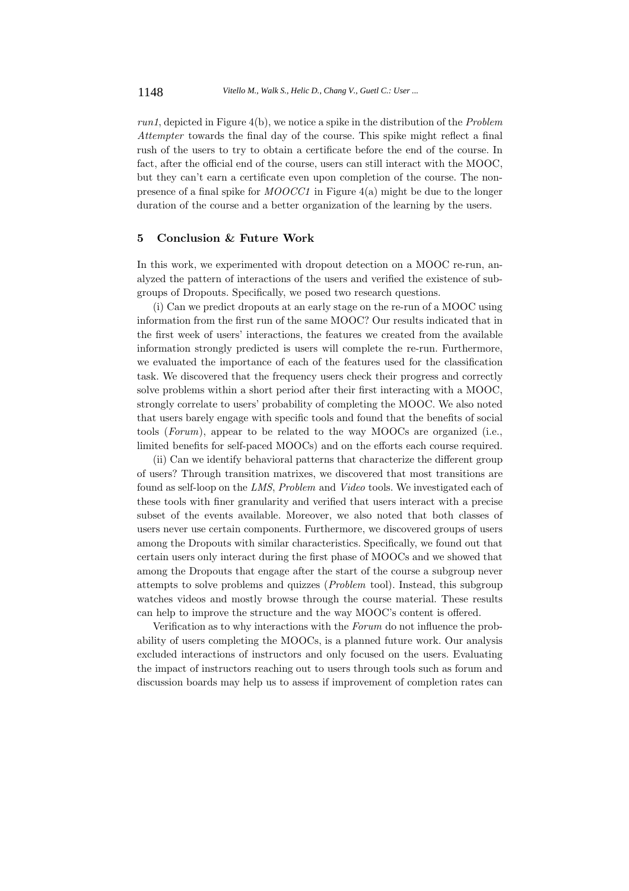*run1*, depicted in Figure 4(b), we notice a spike in the distribution of the *Problem Attempter* towards the final day of the course. This spike might reflect a final rush of the users to try to obtain a certificate before the end of the course. In fact, after the official end of the course, users can still interact with the MOOC, but they can't earn a certificate even upon completion of the course. The non-presence of a final spike for *MOOCC1* in Figure 4(a) might be due to the longer duration of the course and a better organization of the learning by the users.

## 5 Conclusion & Future Work

In this work, we experimented with dropout detection on a MOOC re-run, analyzed the pattern of interactions of the users and verified the existence of subgroups of Dropouts. Specifically, we posed two research questions.

(i) Can we predict dropouts at an early stage on the re-run of a MOOC using information from the first run of the same MOOC? Our results indicated that in the first week of users' interactions, the features we created from the available information strongly predicted is users will complete the re-run. Furthermore, we evaluated the importance of each of the features used for the classification task. We discovered that the frequency users check their progress and correctly solve problems within a short period after their first interacting with a MOOC, strongly correlate to users' probability of completing the MOOC. We also noted that users barely engage with specific tools and found that the benefits of social tools (*Forum*), appear to be related to the way MOOCs are organized (i.e., limited benefits for self-paced MOOCs) and on the efforts each course required.

(ii) Can we identify behavioral patterns that characterize the different group of users? Through transition matrixes, we discovered that most transitions are found as self-loop on the *LMS*, *Problem* and *Video* tools. We investigated each of these tools with finer granularity and verified that users interact with a precise subset of the events available. Moreover, we also noted that both classes of users never use certain components. Furthermore, we discovered groups of users among the Dropouts with similar characteristics. Specifically, we found out that certain users only interact during the first phase of MOOCs and we showed that among the Dropouts that engage after the start of the course a subgroup never attempts to solve problems and quizzes (*Problem* tool). Instead, this subgroup watches videos and mostly browse through the course material. These results can help to improve the structure and the way MOOC's content is offered.

Verification as to why interactions with the *Forum* do not influence the probability of users completing the MOOCs, is a planned future work. Our analysis excluded interactions of instructors and only focused on the users. Evaluating the impact of instructors reaching out to users through tools such as forum and discussion boards may help us to assess if improvement of completion rates can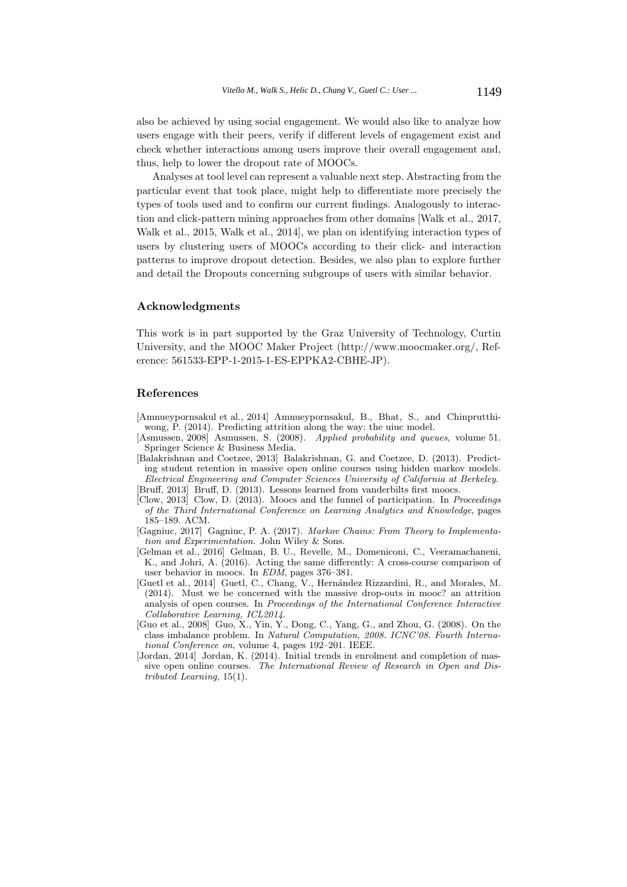also be achieved by using social engagement. We would also like to analyze how users engage with their peers, verify if different levels of engagement exist and check whether interactions among users improve their overall engagement and, thus, help to lower the dropout rate of MOOCs.

Analyses at tool level can represent a valuable next step. Abstracting from the particular event that took place, might help to differentiate more precisely the types of tools used and to confirm our current findings. Analogously to interaction and click-pattern mining approaches from other domains [Walk et al., 2017, Walk et al., 2015, Walk et al., 2014], we plan on identifying interaction types of users by clustering users of MOOCs according to their click- and interaction patterns to improve dropout detection. Besides, we also plan to explore further and detail the Dropouts concerning subgroups of users with similar behavior.

## Acknowledgments

This work is in part supported by the Graz University of Technology, Curtin University, and the MOOC Maker Project (http://www.moocmaker.org/, Reference: 561533-EPP-1-2015-1-ES-EPPKA2-CBHE-JP).

## References

[Amnueypornsakul et al., 2014] Amnueypornsakul, B., Bhat, S., and Chinprutthiwong, P. (2014). Predicting attrition along the way: the uiuc model.

[Asmussen, 2008] Asmussen, S. (2008). *Applied probability and queues*, volume 51. Springer Science & Business Media.

[Balakrishnan and Coetzee, 2013] Balakrishnan, G. and Coetzee, D. (2013). Predicting student retention in massive open online courses using hidden markov models. *Electrical Engineering and Computer Sciences University of California at Berkeley*.

[Bruff, 2013] Bruff, D. (2013). Lessons learned from vanderbilts first moocs.

[Clow, 2013] Clow, D. (2013). Moocs and the funnel of participation. In *Proceedings of the Third International Conference on Learning Analytics and Knowledge*, pages 185–189. ACM.

[Gagniuc, 2017] Gagniuc, P. A. (2017). *Markov Chains: From Theory to Implementation and Experimentation*. John Wiley & Sons.

[Gelman et al., 2016] Gelman, B. U., Revelle, M., Domeniconi, C., Veeramachaneni, K., and Johri, A. (2016). Acting the same differently: A cross-course comparison of user behavior in moocs. In *EDM*, pages 376–381.

[Guetl et al., 2014] Guetl, C., Chang, V., Hernández Rizzardini, R., and Morales, M. (2014). Must we be concerned with the massive drop-outs in mooc? an attrition analysis of open courses. In *Proceedings of the International Conference Interactive Collaborative Learning, ICL2014*.

[Guo et al., 2008] Guo, X., Yin, Y., Dong, C., Yang, G., and Zhou, G. (2008). On the class imbalance problem. In *Natural Computation, 2008. ICNC'08. Fourth International Conference on*, volume 4, pages 192–201. IEEE.

[Jordan, 2014] Jordan, K. (2014). Initial trends in enrolment and completion of massive open online courses. *The International Review of Research in Open and Distributed Learning*, 15(1).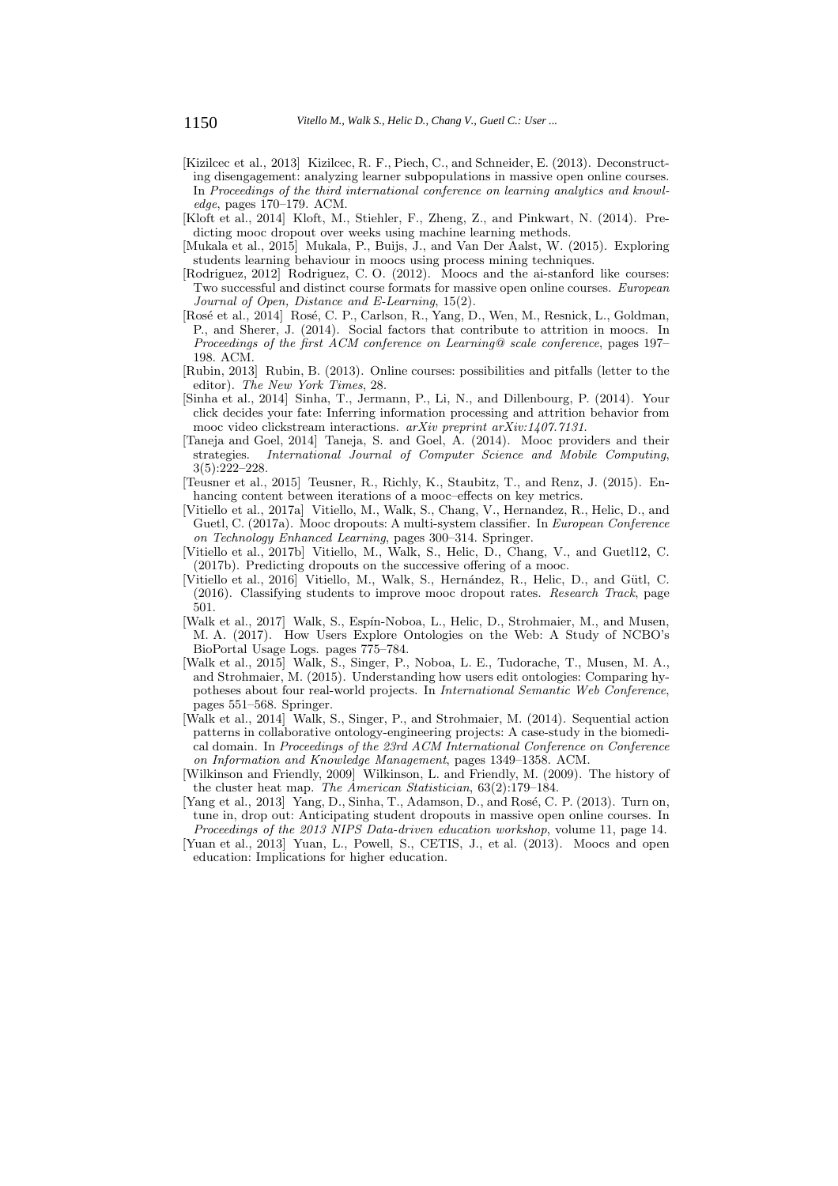[Kizilcec et al., 2013] Kizilcec, R. F., Piech, C., and Schneider, E. (2013). Deconstructing disengagement: analyzing learner subpopulations in massive open online courses. In *Proceedings of the third international conference on learning analytics and knowledge*, pages 170–179. ACM.

[Kloft et al., 2014] Kloft, M., Stiehler, F., Zheng, Z., and Pinkwart, N. (2014). Predicting mooc dropout over weeks using machine learning methods.

[Mukala et al., 2015] Mukala, P., Buijs, J., and Van Der Aalst, W. (2015). Exploring students learning behaviour in moocs using process mining techniques.

[Rodriguez, 2012] Rodriguez, C. O. (2012). Moocs and the ai-stanford like courses: Two successful and distinct course formats for massive open online courses. *European Journal of Open, Distance and E-Learning*, 15(2).

[Rosé et al., 2014] Rosé, C. P., Carlson, R., Yang, D., Wen, M., Resnick, L., Goldman, P., and Sherer, J. (2014). Social factors that contribute to attrition in moocs. In *Proceedings of the first ACM conference on Learning@ scale conference*, pages 197–198. ACM.

[Rubin, 2013] Rubin, B. (2013). Online courses: possibilities and pitfalls (letter to the editor). *The New York Times*, 28.

[Sinha et al., 2014] Sinha, T., Jermann, P., Li, N., and Dillenbourg, P. (2014). Your click decides your fate: Inferring information processing and attrition behavior from mooc video clickstream interactions. *arXiv preprint arXiv:1407.7131*.

[Taneja and Goel, 2014] Taneja, S. and Goel, A. (2014). Mooc providers and their strategies. *International Journal of Computer Science and Mobile Computing*, 3(5):222–228.

[Teusner et al., 2015] Teusner, R., Richly, K., Staubitz, T., and Renz, J. (2015). Enhancing content between iterations of a mooc–effects on key metrics.

[Vitiello et al., 2017a] Vitiello, M., Walk, S., Chang, V., Hernandez, R., Helic, D., and Guetl, C. (2017a). Mooc dropouts: A multi-system classifier. In *European Conference on Technology Enhanced Learning*, pages 300–314. Springer.

[Vitiello et al., 2017b] Vitiello, M., Walk, S., Helic, D., Chang, V., and Guetl12, C. (2017b). Predicting dropouts on the successive offering of a mooc.

[Vitiello et al., 2016] Vitiello, M., Walk, S., Hernández, R., Helic, D., and Gütl, C. (2016). Classifying students to improve mooc dropout rates. *Research Track*, page 501.

[Walk et al., 2017] Walk, S., Espín-Noboa, L., Helic, D., Strohmaier, M., and Musen, M. A. (2017). How Users Explore Ontologies on the Web: A Study of NCBO's BioPortal Usage Logs. pages 775–784.

[Walk et al., 2015] Walk, S., Singer, P., Noboa, L. E., Tudorache, T., Musen, M. A., and Strohmaier, M. (2015). Understanding how users edit ontologies: Comparing hypotheses about four real-world projects. In *International Semantic Web Conference*, pages 551–568. Springer.

[Walk et al., 2014] Walk, S., Singer, P., and Strohmaier, M. (2014). Sequential action patterns in collaborative ontology-engineering projects: A case-study in the biomedical domain. In *Proceedings of the 23rd ACM International Conference on Conference on Information and Knowledge Management*, pages 1349–1358. ACM.

[Wilkinson and Friendly, 2009] Wilkinson, L. and Friendly, M. (2009). The history of the cluster heat map. *The American Statistician*, 63(2):179–184.

[Yang et al., 2013] Yang, D., Sinha, T., Adamson, D., and Rosé, C. P. (2013). Turn on, tune in, drop out: Anticipating student dropouts in massive open online courses. In *Proceedings of the 2013 NIPS Data-driven education workshop*, volume 11, page 14.

[Yuan et al., 2013] Yuan, L., Powell, S., CETIS, J., et al. (2013). Moocs and open education: Implications for higher education.